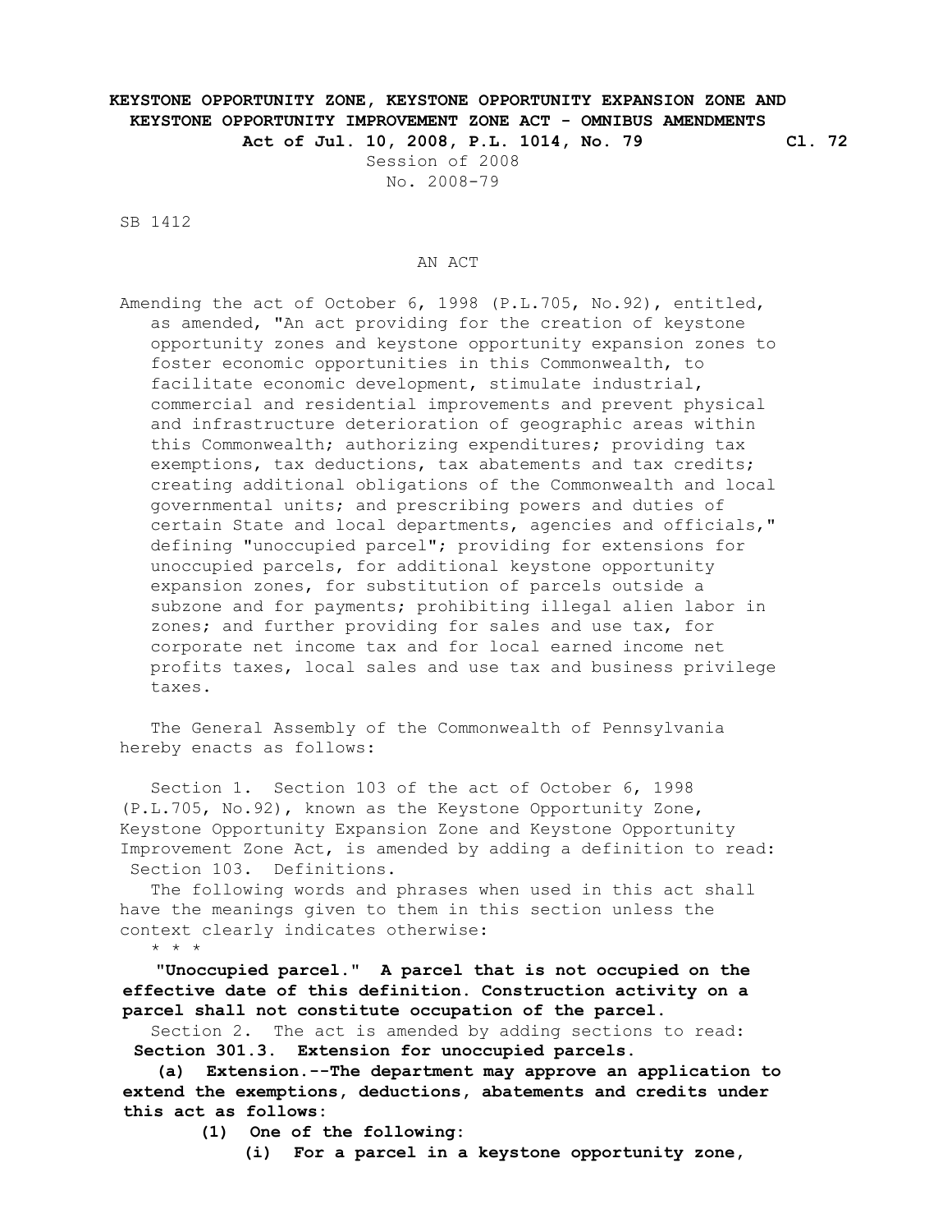**KEYSTONE OPPORTUNITY ZONE, KEYSTONE OPPORTUNITY EXPANSION ZONE AND KEYSTONE OPPORTUNITY IMPROVEMENT ZONE ACT - OMNIBUS AMENDMENTS**

**Act of Jul. 10, 2008, P.L. 1014, No. 79 Cl. 72**

Session of 2008

No. 2008-79

SB 1412

AN ACT

Amending the act of October 6, 1998 (P.L.705, No.92), entitled, as amended, "An act providing for the creation of keystone opportunity zones and keystone opportunity expansion zones to foster economic opportunities in this Commonwealth, to facilitate economic development, stimulate industrial, commercial and residential improvements and prevent physical and infrastructure deterioration of geographic areas within this Commonwealth; authorizing expenditures; providing tax exemptions, tax deductions, tax abatements and tax credits; creating additional obligations of the Commonwealth and local governmental units; and prescribing powers and duties of certain State and local departments, agencies and officials," defining "unoccupied parcel"; providing for extensions for unoccupied parcels, for additional keystone opportunity expansion zones, for substitution of parcels outside a subzone and for payments; prohibiting illegal alien labor in zones; and further providing for sales and use tax, for corporate net income tax and for local earned income net profits taxes, local sales and use tax and business privilege taxes.

The General Assembly of the Commonwealth of Pennsylvania hereby enacts as follows:

Section 1. Section 103 of the act of October 6, 1998 (P.L.705, No.92), known as the Keystone Opportunity Zone, Keystone Opportunity Expansion Zone and Keystone Opportunity Improvement Zone Act, is amended by adding a definition to read:

Section 103. Definitions.

The following words and phrases when used in this act shall have the meanings given to them in this section unless the context clearly indicates otherwise:

\* \* \*

**"Unoccupied parcel." A parcel that is not occupied on the effective date of this definition. Construction activity on a parcel shall not constitute occupation of the parcel.**

Section 2. The act is amended by adding sections to read:

**Section 301.3. Extension for unoccupied parcels.**

**(a) Extension.--The department may approve an application to extend the exemptions, deductions, abatements and credits under this act as follows:**

**(1) One of the following:**

**(i) For a parcel in a keystone opportunity zone,**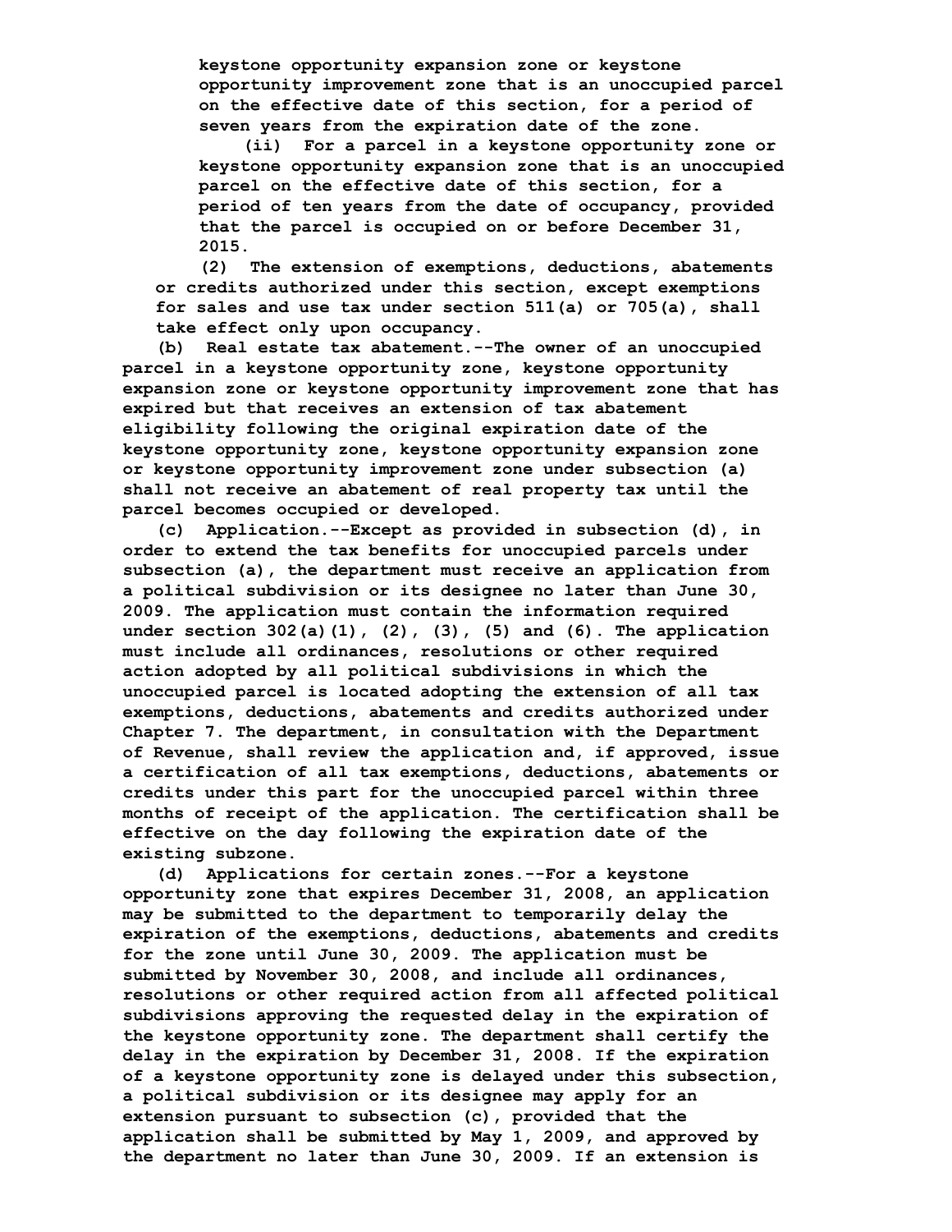keystone opportunity expansion zone or keystone opportunity improvement zone that is an unoccupied parcel on the effective date of this section, for a period of seven years from the expiration date of the zone.

(ii) For a parcel in a keystone opportunity zone or keystone opportunity expansion zone that is an unoccupied parcel on the effective date of this section, for a period of ten years from the date of occupancy, provided that the parcel is occupied on or before December 31, 2015.

(2) The extension of exemptions, deductions, abatements or credits authorized under this section, except exemptions for sales and use tax under section 511(a) or 705(a), shall take effect only upon occupancy.

(b) Real estate tax abatement.--The owner of an unoccupied parcel in a keystone opportunity zone, keystone opportunity expansion zone or keystone opportunity improvement zone that has expired but that receives an extension of tax abatement eligibility following the original expiration date of the keystone opportunity zone, keystone opportunity expansion zone or keystone opportunity improvement zone under subsection (a) shall not receive an abatement of real property tax until the parcel becomes occupied or developed.

(c) Application.--Except as provided in subsection (d), in order to extend the tax benefits for unoccupied parcels under subsection (a), the department must receive an application from a political subdivision or its designee no later than June 30, 2009. The application must contain the information required under section 302(a)(1), (2), (3), (5) and (6). The application must include all ordinances, resolutions or other required action adopted by all political subdivisions in which the unoccupied parcel is located adopting the extension of all tax exemptions, deductions, abatements and credits authorized under Chapter 7. The department, in consultation with the Department of Revenue, shall review the application and, if approved, issue a certification of all tax exemptions, deductions, abatements or credits under this part for the unoccupied parcel within three months of receipt of the application. The certification shall be effective on the day following the expiration date of the existing subzone.

(d) Applications for certain zones.--For a keystone opportunity zone that expires December 31, 2008, an application may be submitted to the department to temporarily delay the expiration of the exemptions, deductions, abatements and credits for the zone until June 30, 2009. The application must be submitted by November 30, 2008, and include all ordinances, resolutions or other required action from all affected political subdivisions approving the requested delay in the expiration of the keystone opportunity zone. The department shall certify the delay in the expiration by December 31, 2008. If the expiration of a keystone opportunity zone is delayed under this subsection, a political subdivision or its designee may apply for an extension pursuant to subsection (c), provided that the application shall be submitted by May 1, 2009, and approved by the department no later than June 30, 2009. If an extension is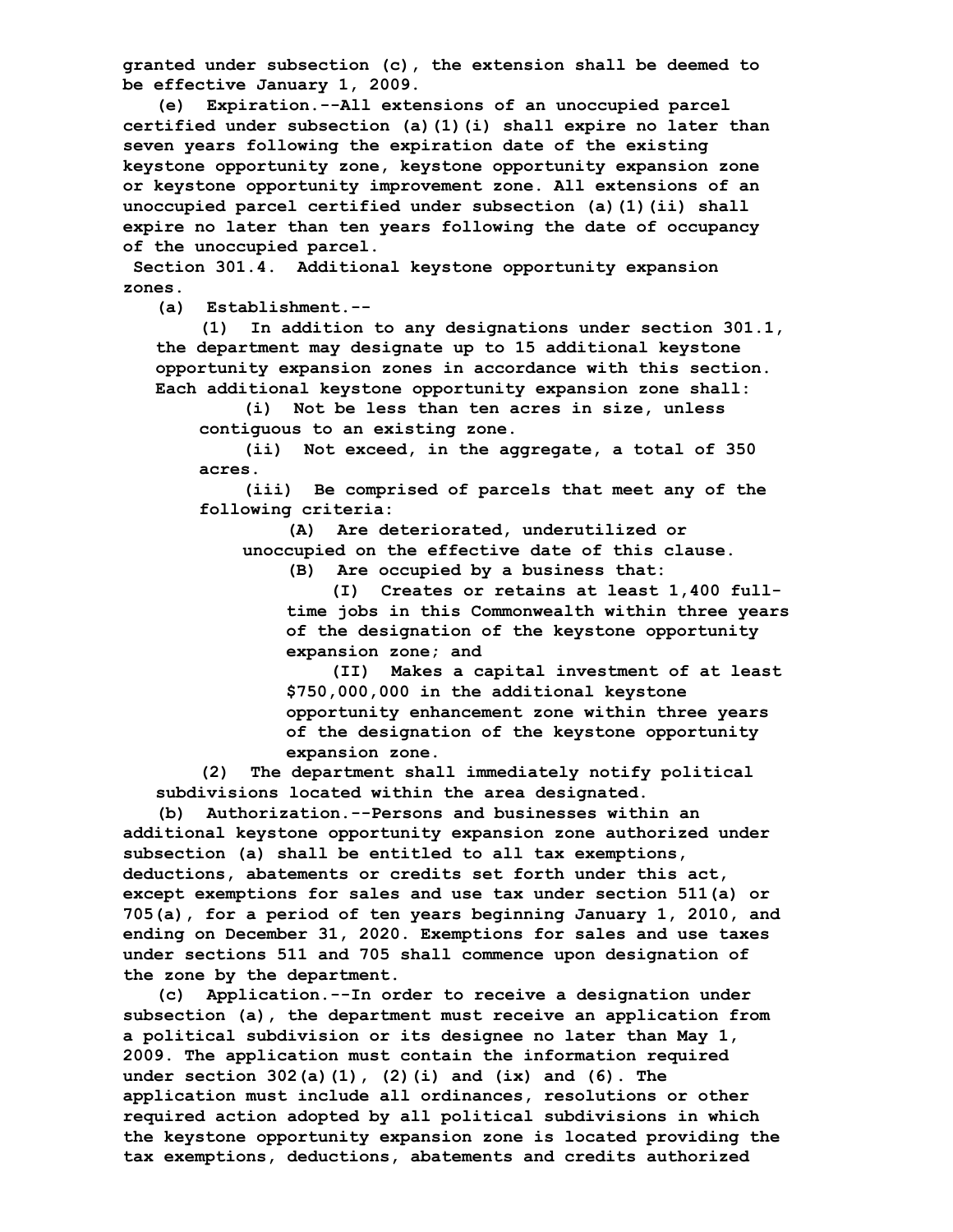granted under subsection (c), the extension shall be deemed to be effective January 1, 2009.

(e) Expiration.--All extensions of an unoccupied parcel certified under subsection (a)(1)(i) shall expire no later than seven years following the expiration date of the existing keystone opportunity zone, keystone opportunity expansion zone or keystone opportunity improvement zone. All extensions of an unoccupied parcel certified under subsection (a)(1)(ii) shall expire no later than ten years following the date of occupancy of the unoccupied parcel.

Section 301.4. Additional keystone opportunity expansion zones.

(a) Establishment.--

(1) In addition to any designations under section 301.1, the department may designate up to 15 additional keystone opportunity expansion zones in accordance with this section. Each additional keystone opportunity expansion zone shall:

(i) Not be less than ten acres in size, unless contiguous to an existing zone.

(ii) Not exceed, in the aggregate, a total of 350 acres.

(iii) Be comprised of parcels that meet any of the following criteria:

(A) Are deteriorated, underutilized or unoccupied on the effective date of this clause.

(B) Are occupied by a business that:

(I) Creates or retains at least 1,400 full-time jobs in this Commonwealth within three years of the designation of the keystone opportunity expansion zone; and

(II) Makes a capital investment of at least $750,000,000 in the additional keystone opportunity enhancement zone within three years of the designation of the keystone opportunity expansion zone.

(2) The department shall immediately notify political subdivisions located within the area designated.

(b) Authorization.--Persons and businesses within an additional keystone opportunity expansion zone authorized under subsection (a) shall be entitled to all tax exemptions, deductions, abatements or credits set forth under this act, except exemptions for sales and use tax under section 511(a) or 705(a), for a period of ten years beginning January 1, 2010, and ending on December 31, 2020. Exemptions for sales and use taxes under sections 511 and 705 shall commence upon designation of the zone by the department.

(c) Application.--In order to receive a designation under subsection (a), the department must receive an application from a political subdivision or its designee no later than May 1, 2009. The application must contain the information required under section 302(a)(1), (2)(i) and (ix) and (6). The application must include all ordinances, resolutions or other required action adopted by all political subdivisions in which the keystone opportunity expansion zone is located providing the tax exemptions, deductions, abatements and credits authorized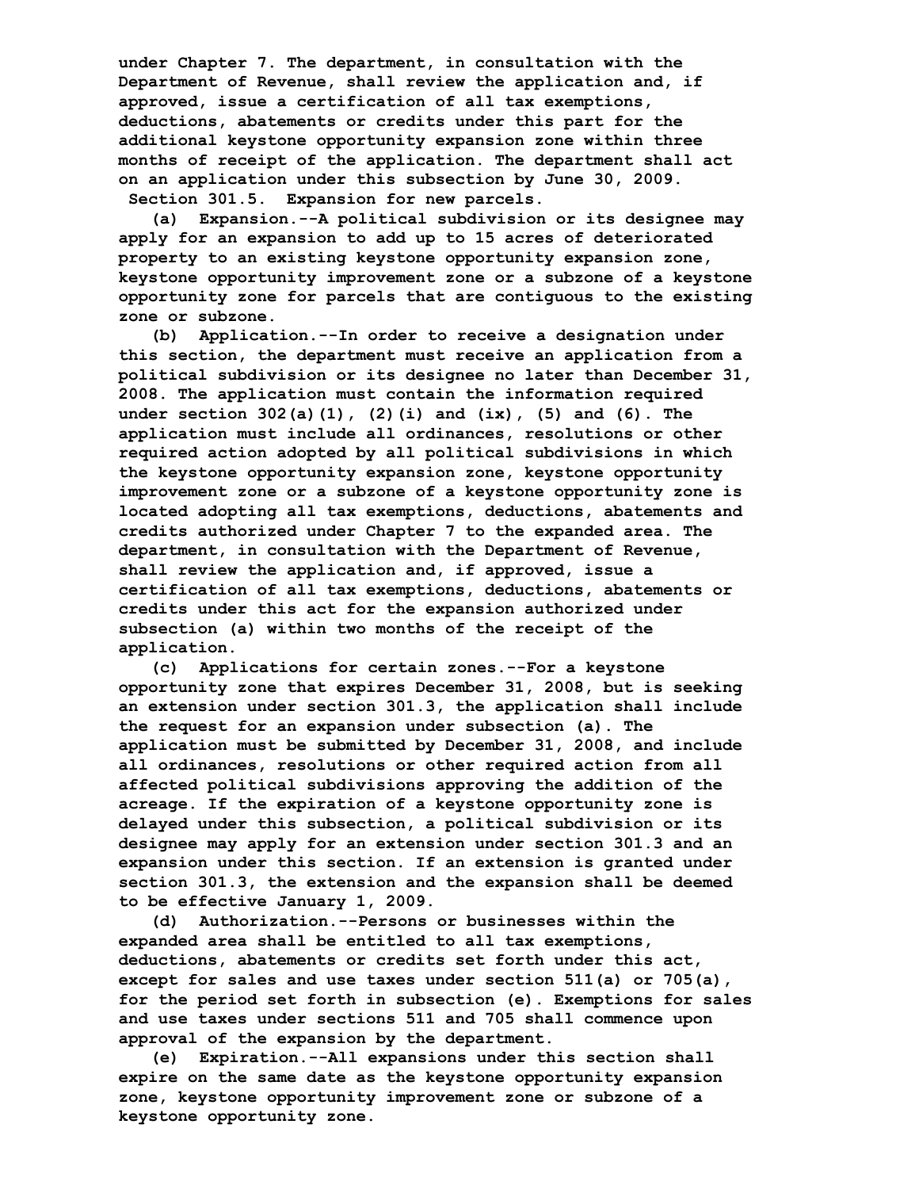**under Chapter 7. The department, in consultation with the Department of Revenue, shall review the application and, if approved, issue a certification of all tax exemptions, deductions, abatements or credits under this part for the additional keystone opportunity expansion zone within three months of receipt of the application. The department shall act on an application under this subsection by June 30, 2009.**

**Section 301.5. Expansion for new parcels.**

**(a) Expansion.--A political subdivision or its designee may apply for an expansion to add up to 15 acres of deteriorated property to an existing keystone opportunity expansion zone, keystone opportunity improvement zone or a subzone of a keystone opportunity zone for parcels that are contiguous to the existing zone or subzone.**

**(b) Application.--In order to receive a designation under this section, the department must receive an application from a political subdivision or its designee no later than December 31, 2008. The application must contain the information required under section 302(a)(1), (2)(i) and (ix), (5) and (6). The application must include all ordinances, resolutions or other required action adopted by all political subdivisions in which the keystone opportunity expansion zone, keystone opportunity improvement zone or a subzone of a keystone opportunity zone is located adopting all tax exemptions, deductions, abatements and credits authorized under Chapter 7 to the expanded area. The department, in consultation with the Department of Revenue, shall review the application and, if approved, issue a certification of all tax exemptions, deductions, abatements or credits under this act for the expansion authorized under subsection (a) within two months of the receipt of the application.**

**(c) Applications for certain zones.--For a keystone opportunity zone that expires December 31, 2008, but is seeking an extension under section 301.3, the application shall include the request for an expansion under subsection (a). The application must be submitted by December 31, 2008, and include all ordinances, resolutions or other required action from all affected political subdivisions approving the addition of the acreage. If the expiration of a keystone opportunity zone is delayed under this subsection, a political subdivision or its designee may apply for an extension under section 301.3 and an expansion under this section. If an extension is granted under section 301.3, the extension and the expansion shall be deemed to be effective January 1, 2009.**

**(d) Authorization.--Persons or businesses within the expanded area shall be entitled to all tax exemptions, deductions, abatements or credits set forth under this act, except for sales and use taxes under section 511(a) or 705(a), for the period set forth in subsection (e). Exemptions for sales and use taxes under sections 511 and 705 shall commence upon approval of the expansion by the department.**

**(e) Expiration.--All expansions under this section shall expire on the same date as the keystone opportunity expansion zone, keystone opportunity improvement zone or subzone of a keystone opportunity zone.**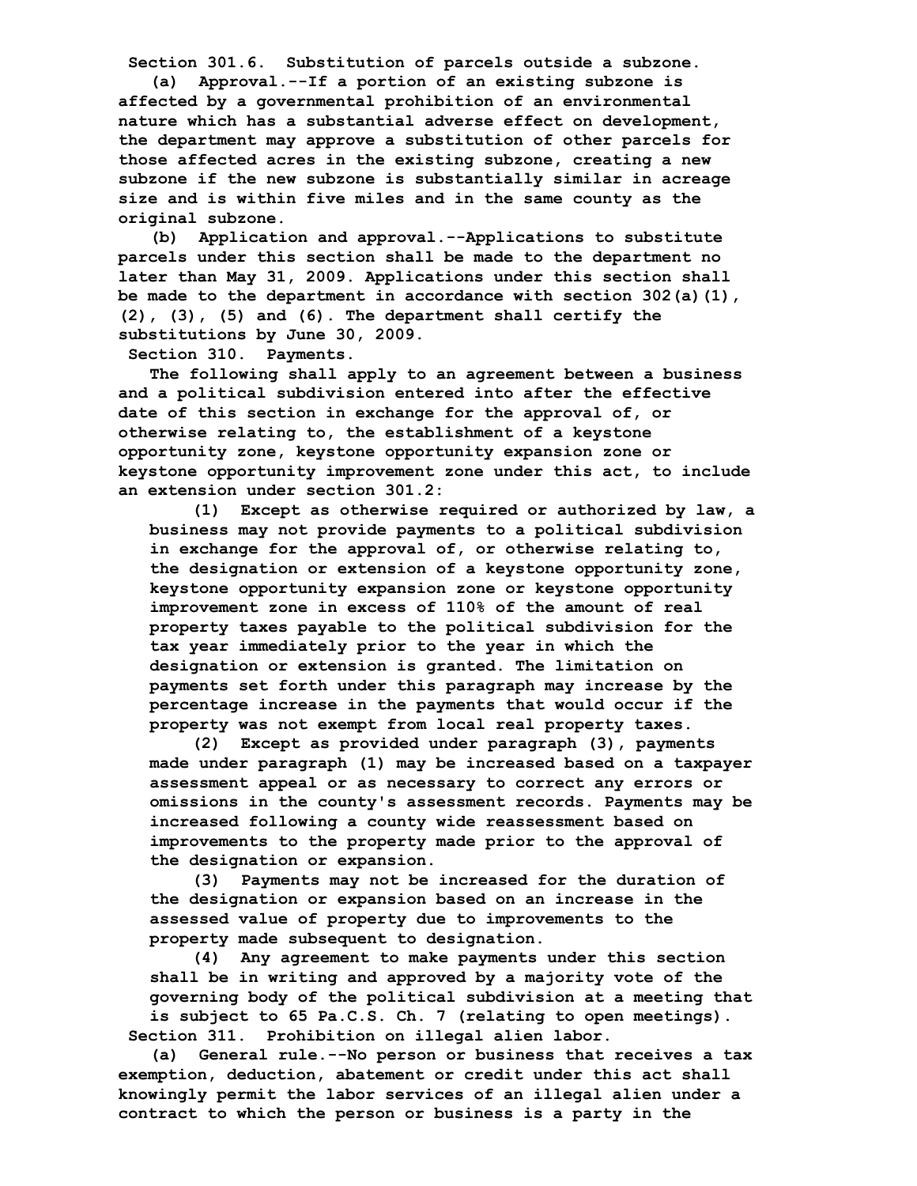**Section 301.6. Substitution of parcels outside a subzone.**

(a) Approval.--If a portion of an existing subzone is affected by a governmental prohibition of an environmental nature which has a substantial adverse effect on development, the department may approve a substitution of other parcels for those affected acres in the existing subzone, creating a new subzone if the new subzone is substantially similar in acreage size and is within five miles and in the same county as the original subzone.

(b) Application and approval.--Applications to substitute parcels under this section shall be made to the department no later than May 31, 2009. Applications under this section shall be made to the department in accordance with section 302(a)(1), (2), (3), (5) and (6). The department shall certify the substitutions by June 30, 2009.

**Section 310. Payments.**

The following shall apply to an agreement between a business and a political subdivision entered into after the effective date of this section in exchange for the approval of, or otherwise relating to, the establishment of a keystone opportunity zone, keystone opportunity expansion zone or keystone opportunity improvement zone under this act, to include an extension under section 301.2:

(1) Except as otherwise required or authorized by law, a business may not provide payments to a political subdivision in exchange for the approval of, or otherwise relating to, the designation or extension of a keystone opportunity zone, keystone opportunity expansion zone or keystone opportunity improvement zone in excess of 110% of the amount of real property taxes payable to the political subdivision for the tax year immediately prior to the year in which the designation or extension is granted. The limitation on payments set forth under this paragraph may increase by the percentage increase in the payments that would occur if the property was not exempt from local real property taxes.

(2) Except as provided under paragraph (3), payments made under paragraph (1) may be increased based on a taxpayer assessment appeal or as necessary to correct any errors or omissions in the county's assessment records. Payments may be increased following a county wide reassessment based on improvements to the property made prior to the approval of the designation or expansion.

(3) Payments may not be increased for the duration of the designation or expansion based on an increase in the assessed value of property due to improvements to the property made subsequent to designation.

(4) Any agreement to make payments under this section shall be in writing and approved by a majority vote of the governing body of the political subdivision at a meeting that is subject to 65 Pa.C.S. Ch. 7 (relating to open meetings).

**Section 311. Prohibition on illegal alien labor.**

(a) General rule.--No person or business that receives a tax exemption, deduction, abatement or credit under this act shall knowingly permit the labor services of an illegal alien under a contract to which the person or business is a party in the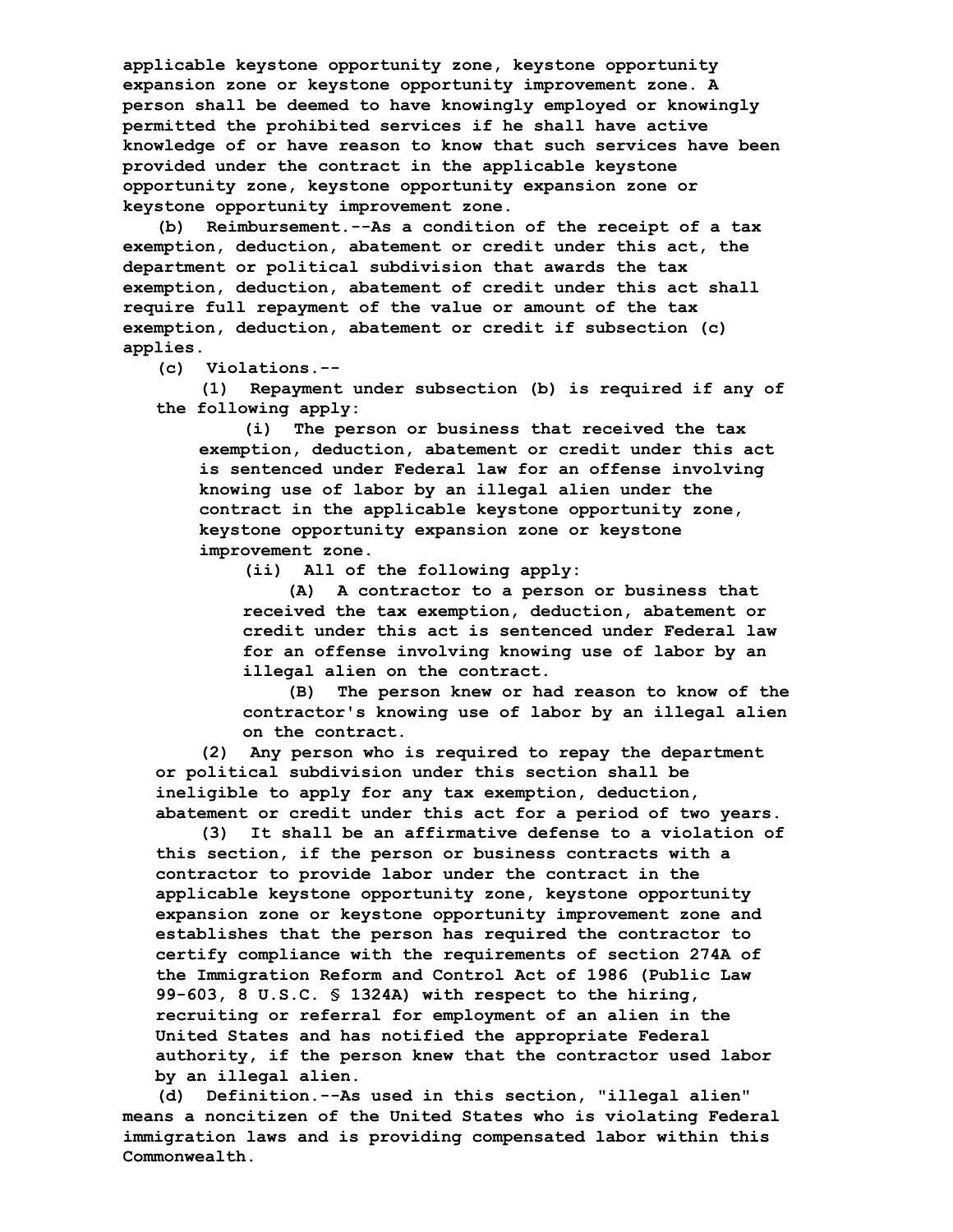**applicable keystone opportunity zone, keystone opportunity expansion zone or keystone opportunity improvement zone. A person shall be deemed to have knowingly employed or knowingly permitted the prohibited services if he shall have active knowledge of or have reason to know that such services have been provided under the contract in the applicable keystone opportunity zone, keystone opportunity expansion zone or keystone opportunity improvement zone.**

**(b) Reimbursement.--As a condition of the receipt of a tax exemption, deduction, abatement or credit under this act, the department or political subdivision that awards the tax exemption, deduction, abatement of credit under this act shall require full repayment of the value or amount of the tax exemption, deduction, abatement or credit if subsection (c) applies.**

**(c) Violations.--**

**(1) Repayment under subsection (b) is required if any of the following apply:**

**(i) The person or business that received the tax exemption, deduction, abatement or credit under this act is sentenced under Federal law for an offense involving knowing use of labor by an illegal alien under the contract in the applicable keystone opportunity zone, keystone opportunity expansion zone or keystone improvement zone.**

**(ii) All of the following apply:**

**(A) A contractor to a person or business that received the tax exemption, deduction, abatement or credit under this act is sentenced under Federal law for an offense involving knowing use of labor by an illegal alien on the contract.**

**(B) The person knew or had reason to know of the contractor's knowing use of labor by an illegal alien on the contract.**

**(2) Any person who is required to repay the department or political subdivision under this section shall be ineligible to apply for any tax exemption, deduction, abatement or credit under this act for a period of two years.**

**(3) It shall be an affirmative defense to a violation of this section, if the person or business contracts with a contractor to provide labor under the contract in the applicable keystone opportunity zone, keystone opportunity expansion zone or keystone opportunity improvement zone and establishes that the person has required the contractor to certify compliance with the requirements of section 274A of the Immigration Reform and Control Act of 1986 (Public Law 99-603, 8 U.S.C. § 1324A) with respect to the hiring, recruiting or referral for employment of an alien in the United States and has notified the appropriate Federal authority, if the person knew that the contractor used labor by an illegal alien.**

**(d) Definition.--As used in this section, "illegal alien" means a noncitizen of the United States who is violating Federal immigration laws and is providing compensated labor within this Commonwealth.**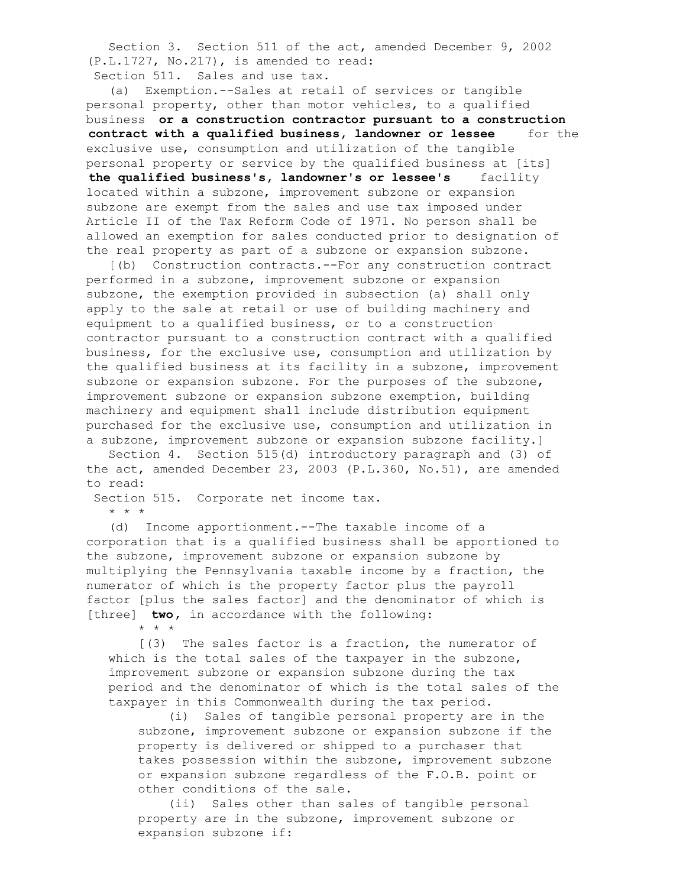Section 3. Section 511 of the act, amended December 9, 2002 (P.L.1727, No.217), is amended to read:

Section 511. Sales and use tax.

(a) Exemption.--Sales at retail of services or tangible personal property, other than motor vehicles, to a qualified business **or a construction contractor pursuant to a construction contract with a qualified business, landowner or lessee** for the exclusive use, consumption and utilization of the tangible personal property or service by the qualified business at [its] **the qualified business's, landowner's or lessee's** facility located within a subzone, improvement subzone or expansion subzone are exempt from the sales and use tax imposed under Article II of the Tax Reform Code of 1971. No person shall be allowed an exemption for sales conducted prior to designation of the real property as part of a subzone or expansion subzone.

[(b) Construction contracts.--For any construction contract performed in a subzone, improvement subzone or expansion subzone, the exemption provided in subsection (a) shall only apply to the sale at retail or use of building machinery and equipment to a qualified business, or to a construction contractor pursuant to a construction contract with a qualified business, for the exclusive use, consumption and utilization by the qualified business at its facility in a subzone, improvement subzone or expansion subzone. For the purposes of the subzone, improvement subzone or expansion subzone exemption, building machinery and equipment shall include distribution equipment purchased for the exclusive use, consumption and utilization in a subzone, improvement subzone or expansion subzone facility.]

Section 4. Section 515(d) introductory paragraph and (3) of the act, amended December 23, 2003 (P.L.360, No.51), are amended to read:

Section 515. Corporate net income tax.

\* \* \*

(d) Income apportionment.--The taxable income of a corporation that is a qualified business shall be apportioned to the subzone, improvement subzone or expansion subzone by multiplying the Pennsylvania taxable income by a fraction, the numerator of which is the property factor plus the payroll factor [plus the sales factor] and the denominator of which is [three] **two**, in accordance with the following:

\* \* \*

[(3) The sales factor is a fraction, the numerator of which is the total sales of the taxpayer in the subzone, improvement subzone or expansion subzone during the tax period and the denominator of which is the total sales of the taxpayer in this Commonwealth during the tax period.

(i) Sales of tangible personal property are in the subzone, improvement subzone or expansion subzone if the property is delivered or shipped to a purchaser that takes possession within the subzone, improvement subzone or expansion subzone regardless of the F.O.B. point or other conditions of the sale.

(ii) Sales other than sales of tangible personal property are in the subzone, improvement subzone or expansion subzone if: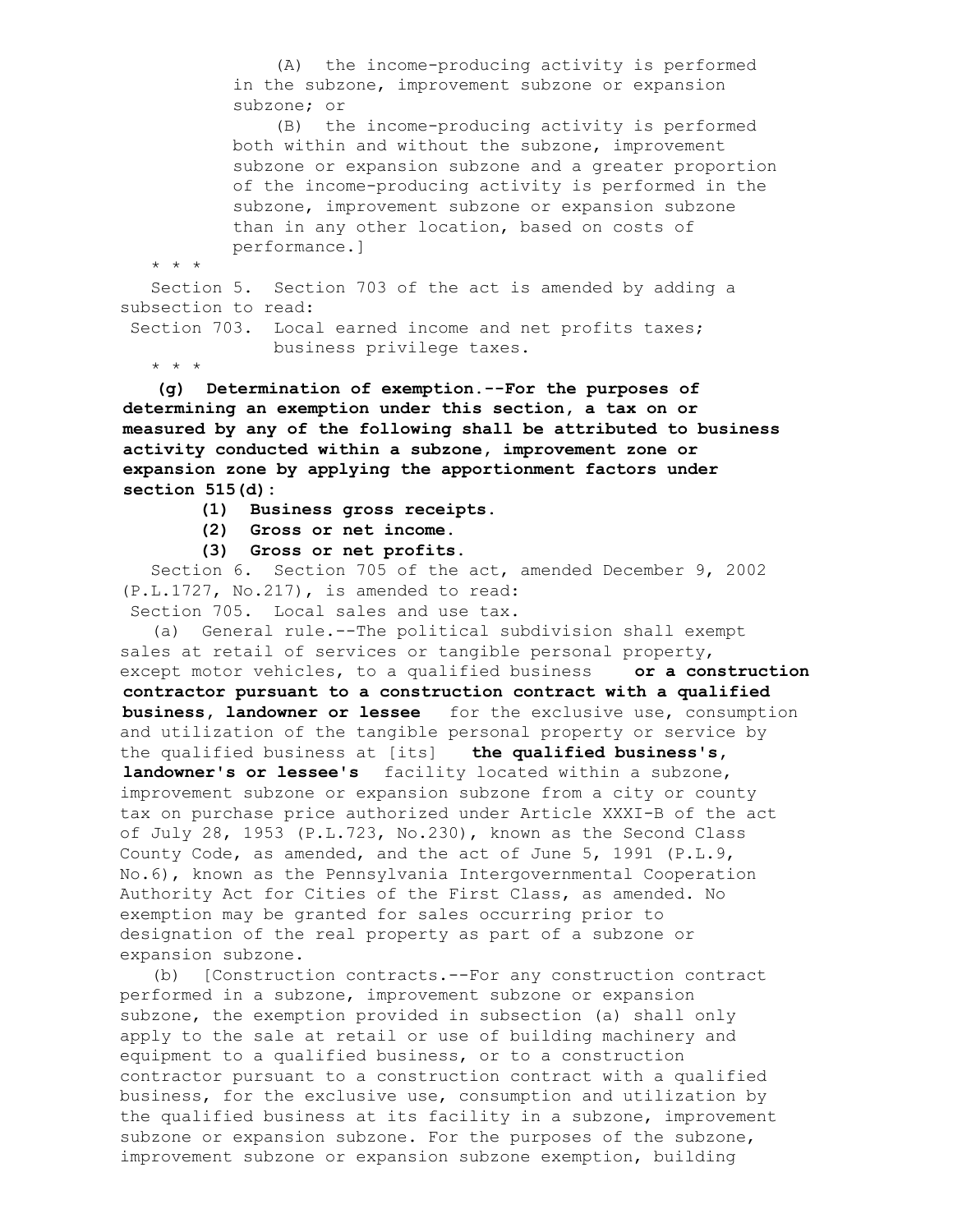(A) the income-producing activity is performed in the subzone, improvement subzone or expansion subzone; or

(B) the income-producing activity is performed both within and without the subzone, improvement subzone or expansion subzone and a greater proportion of the income-producing activity is performed in the subzone, improvement subzone or expansion subzone than in any other location, based on costs of performance.]

* * *

Section 5. Section 703 of the act is amended by adding a subsection to read:

Section 703. Local earned income and net profits taxes; business privilege taxes.

* * *

**(g) Determination of exemption.--For the purposes of determining an exemption under this section, a tax on or measured by any of the following shall be attributed to business activity conducted within a subzone, improvement zone or expansion zone by applying the apportionment factors under section 515(d):**

**(1) Business gross receipts.**

**(2) Gross or net income.**

**(3) Gross or net profits.**

Section 6. Section 705 of the act, amended December 9, 2002 (P.L.1727, No.217), is amended to read:

Section 705. Local sales and use tax.

(a) General rule.--The political subdivision shall exempt sales at retail of services or tangible personal property, except motor vehicles, to a qualified business **or a construction contractor pursuant to a construction contract with a qualified business, landowner or lessee** for the exclusive use, consumption and utilization of the tangible personal property or service by the qualified business at [its] **the qualified business's, landowner's or lessee's** facility located within a subzone, improvement subzone or expansion subzone from a city or county tax on purchase price authorized under Article XXXI-B of the act of July 28, 1953 (P.L.723, No.230), known as the Second Class County Code, as amended, and the act of June 5, 1991 (P.L.9, No.6), known as the Pennsylvania Intergovernmental Cooperation Authority Act for Cities of the First Class, as amended. No exemption may be granted for sales occurring prior to designation of the real property as part of a subzone or expansion subzone.

(b) [Construction contracts.--For any construction contract performed in a subzone, improvement subzone or expansion subzone, the exemption provided in subsection (a) shall only apply to the sale at retail or use of building machinery and equipment to a qualified business, or to a construction contractor pursuant to a construction contract with a qualified business, for the exclusive use, consumption and utilization by the qualified business at its facility in a subzone, improvement subzone or expansion subzone. For the purposes of the subzone, improvement subzone or expansion subzone exemption, building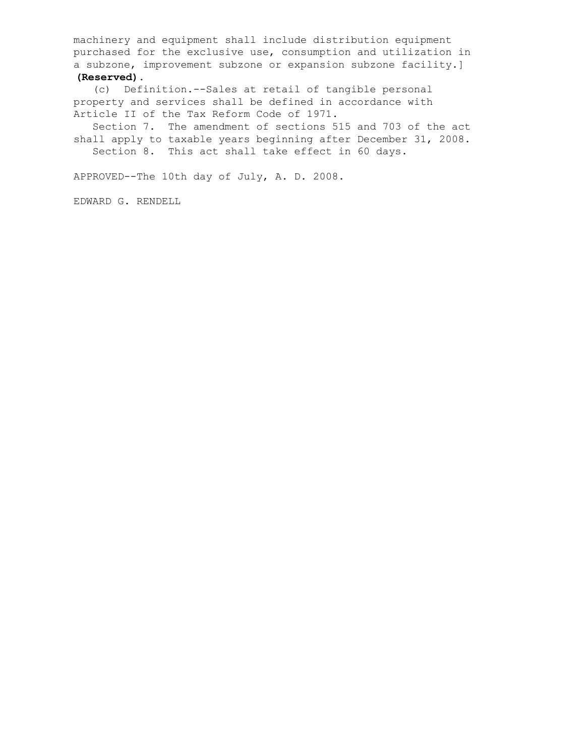machinery and equipment shall include distribution equipment purchased for the exclusive use, consumption and utilization in a subzone, improvement subzone or expansion subzone facility.] **(Reserved).**

(c) Definition.--Sales at retail of tangible personal property and services shall be defined in accordance with Article II of the Tax Reform Code of 1971.

Section 7. The amendment of sections 515 and 703 of the act shall apply to taxable years beginning after December 31, 2008.

Section 8. This act shall take effect in 60 days.

APPROVED--The 10th day of July, A. D. 2008.

EDWARD G. RENDELL